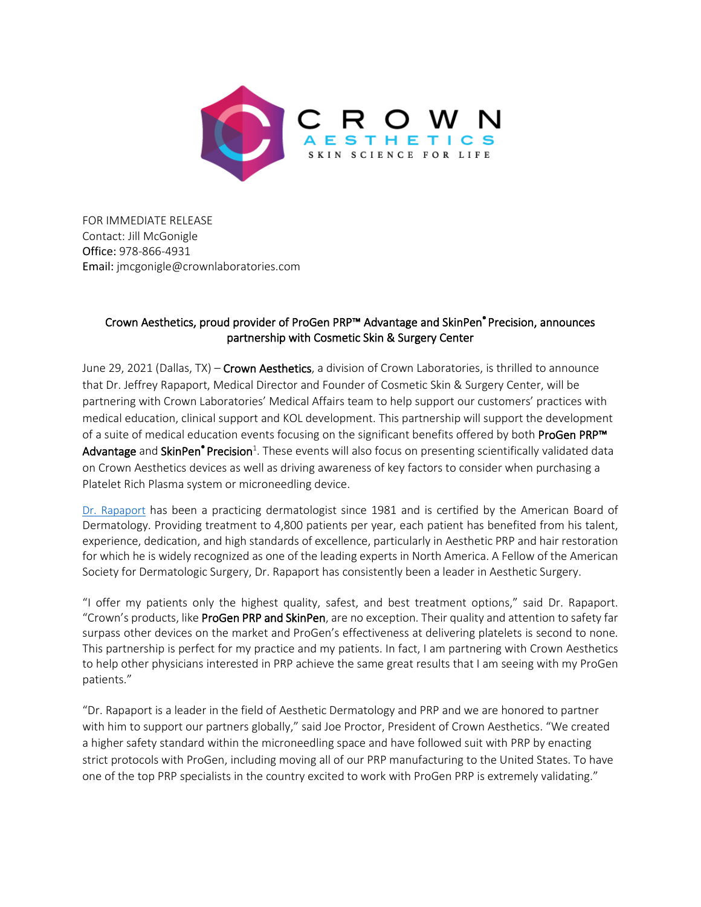CROWN AESTHETICS
SKIN SCIENCE FOR LIFE

FOR IMMEDIATE RELEASE
Contact: Jill McGonigle
**Office:** 978-866-4931
**Email:** jmcgonigle@crownlaboratories.com

## Crown Aesthetics, proud provider of ProGen PRP™ Advantage and SkinPen® Precision, announces partnership with Cosmetic Skin & Surgery Center

June 29, 2021 (Dallas, TX) – **Crown Aesthetics**, a division of Crown Laboratories, is thrilled to announce that Dr. Jeffrey Rapaport, Medical Director and Founder of Cosmetic Skin & Surgery Center, will be partnering with Crown Laboratories' Medical Affairs team to help support our customers' practices with medical education, clinical support and KOL development. This partnership will support the development of a suite of medical education events focusing on the significant benefits offered by both **ProGen PRP™ Advantage** and **SkinPen® Precision**[1]. These events will also focus on presenting scientifically validated data on Crown Aesthetics devices as well as driving awareness of key factors to consider when purchasing a Platelet Rich Plasma system or microneedling device.

Dr. Rapaport has been a practicing dermatologist since 1981 and is certified by the American Board of Dermatology. Providing treatment to 4,800 patients per year, each patient has benefited from his talent, experience, dedication, and high standards of excellence, particularly in Aesthetic PRP and hair restoration for which he is widely recognized as one of the leading experts in North America. A Fellow of the American Society for Dermatologic Surgery, Dr. Rapaport has consistently been a leader in Aesthetic Surgery.

"I offer my patients only the highest quality, safest, and best treatment options," said Dr. Rapaport. "Crown's products, like **ProGen PRP and SkinPen**, are no exception. Their quality and attention to safety far surpass other devices on the market and ProGen's effectiveness at delivering platelets is second to none. This partnership is perfect for my practice and my patients. In fact, I am partnering with Crown Aesthetics to help other physicians interested in PRP achieve the same great results that I am seeing with my ProGen patients."

"Dr. Rapaport is a leader in the field of Aesthetic Dermatology and PRP and we are honored to partner with him to support our partners globally," said Joe Proctor, President of Crown Aesthetics. "We created a higher safety standard within the microneedling space and have followed suit with PRP by enacting strict protocols with ProGen, including moving all of our PRP manufacturing to the United States. To have one of the top PRP specialists in the country excited to work with ProGen PRP is extremely validating."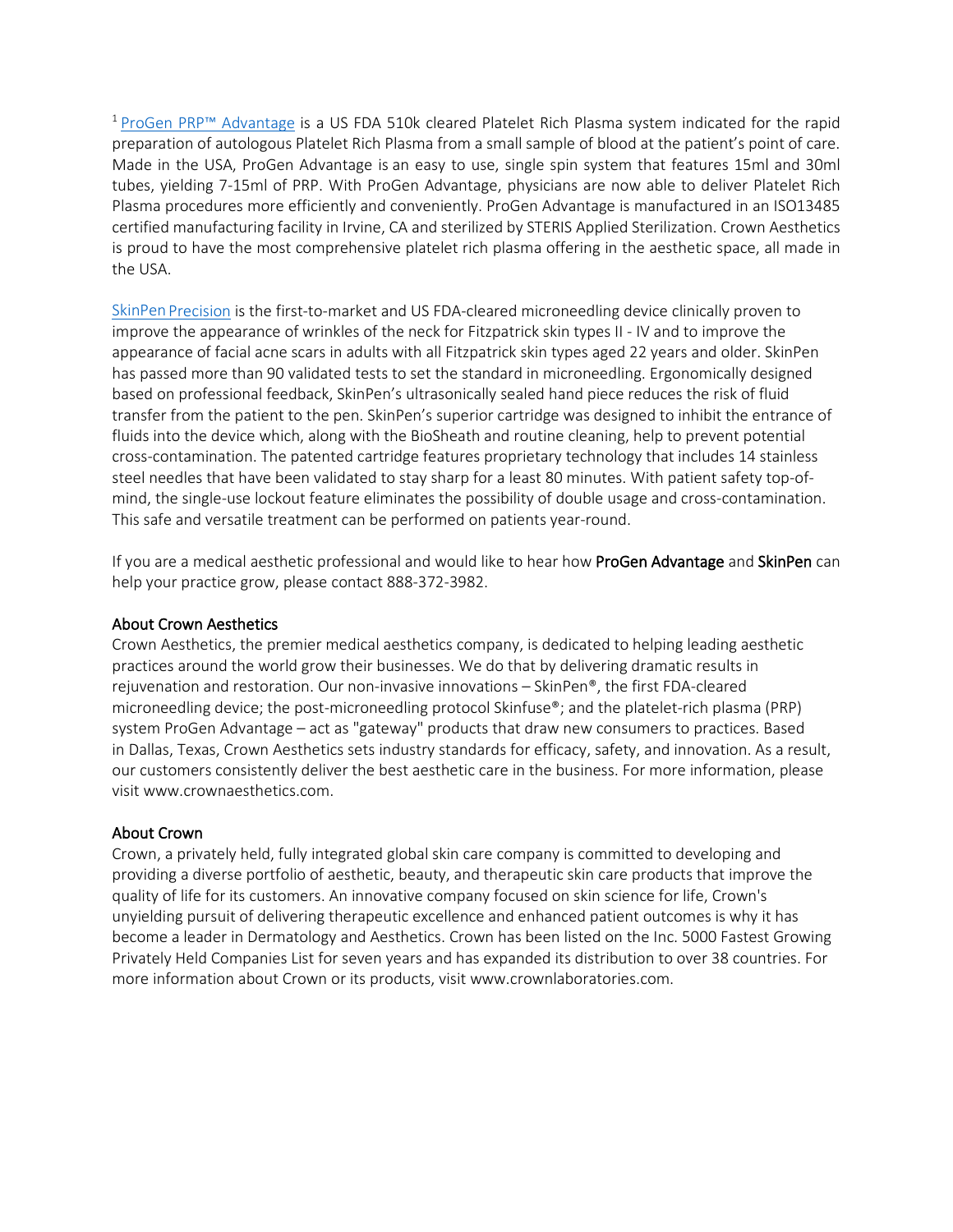[1] ProGen PRP™ Advantage is a US FDA 510k cleared Platelet Rich Plasma system indicated for the rapid preparation of autologous Platelet Rich Plasma from a small sample of blood at the patient's point of care. Made in the USA, ProGen Advantage is an easy to use, single spin system that features 15ml and 30ml tubes, yielding 7-15ml of PRP. With ProGen Advantage, physicians are now able to deliver Platelet Rich Plasma procedures more efficiently and conveniently. ProGen Advantage is manufactured in an ISO13485 certified manufacturing facility in Irvine, CA and sterilized by STERIS Applied Sterilization. Crown Aesthetics is proud to have the most comprehensive platelet rich plasma offering in the aesthetic space, all made in the USA.

SkinPen Precision is the first-to-market and US FDA-cleared microneedling device clinically proven to improve the appearance of wrinkles of the neck for Fitzpatrick skin types II - IV and to improve the appearance of facial acne scars in adults with all Fitzpatrick skin types aged 22 years and older. SkinPen has passed more than 90 validated tests to set the standard in microneedling. Ergonomically designed based on professional feedback, SkinPen's ultrasonically sealed hand piece reduces the risk of fluid transfer from the patient to the pen. SkinPen's superior cartridge was designed to inhibit the entrance of fluids into the device which, along with the BioSheath and routine cleaning, help to prevent potential cross-contamination. The patented cartridge features proprietary technology that includes 14 stainless steel needles that have been validated to stay sharp for a least 80 minutes. With patient safety top-of-mind, the single-use lockout feature eliminates the possibility of double usage and cross-contamination. This safe and versatile treatment can be performed on patients year-round.

If you are a medical aesthetic professional and would like to hear how **ProGen Advantage** and **SkinPen** can help your practice grow, please contact 888-372-3982.

## About Crown Aesthetics

Crown Aesthetics, the premier medical aesthetics company, is dedicated to helping leading aesthetic practices around the world grow their businesses. We do that by delivering dramatic results in rejuvenation and restoration. Our non-invasive innovations – SkinPen®, the first FDA-cleared microneedling device; the post-microneedling protocol Skinfuse®; and the platelet-rich plasma (PRP) system ProGen Advantage – act as "gateway" products that draw new consumers to practices. Based in Dallas, Texas, Crown Aesthetics sets industry standards for efficacy, safety, and innovation. As a result, our customers consistently deliver the best aesthetic care in the business. For more information, please visit www.crownaesthetics.com.

## About Crown

Crown, a privately held, fully integrated global skin care company is committed to developing and providing a diverse portfolio of aesthetic, beauty, and therapeutic skin care products that improve the quality of life for its customers. An innovative company focused on skin science for life, Crown's unyielding pursuit of delivering therapeutic excellence and enhanced patient outcomes is why it has become a leader in Dermatology and Aesthetics. Crown has been listed on the Inc. 5000 Fastest Growing Privately Held Companies List for seven years and has expanded its distribution to over 38 countries. For more information about Crown or its products, visit www.crownlaboratories.com.